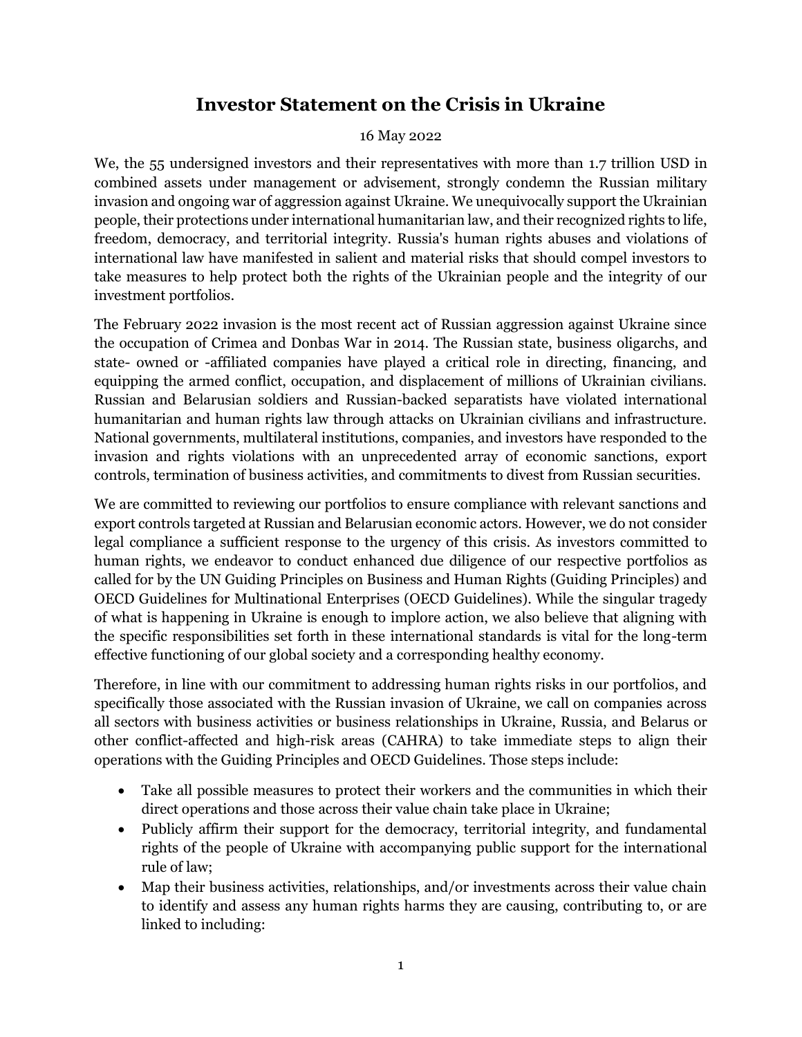# Investor Statement on the Crisis in Ukraine

16 May 2022

We, the 55 undersigned investors and their representatives with more than 1.7 trillion USD in combined assets under management or advisement, strongly condemn the Russian military invasion and ongoing war of aggression against Ukraine. We unequivocally support the Ukrainian people, their protections under international humanitarian law, and their recognized rights to life, freedom, democracy, and territorial integrity. Russia's human rights abuses and violations of international law have manifested in salient and material risks that should compel investors to take measures to help protect both the rights of the Ukrainian people and the integrity of our investment portfolios.

The February 2022 invasion is the most recent act of Russian aggression against Ukraine since the occupation of Crimea and Donbas War in 2014. The Russian state, business oligarchs, and state- owned or -affiliated companies have played a critical role in directing, financing, and equipping the armed conflict, occupation, and displacement of millions of Ukrainian civilians. Russian and Belarusian soldiers and Russian-backed separatists have violated international humanitarian and human rights law through attacks on Ukrainian civilians and infrastructure. National governments, multilateral institutions, companies, and investors have responded to the invasion and rights violations with an unprecedented array of economic sanctions, export controls, termination of business activities, and commitments to divest from Russian securities.

We are committed to reviewing our portfolios to ensure compliance with relevant sanctions and export controls targeted at Russian and Belarusian economic actors. However, we do not consider legal compliance a sufficient response to the urgency of this crisis. As investors committed to human rights, we endeavor to conduct enhanced due diligence of our respective portfolios as called for by the UN Guiding Principles on Business and Human Rights (Guiding Principles) and OECD Guidelines for Multinational Enterprises (OECD Guidelines). While the singular tragedy of what is happening in Ukraine is enough to implore action, we also believe that aligning with the specific responsibilities set forth in these international standards is vital for the long-term effective functioning of our global society and a corresponding healthy economy.

Therefore, in line with our commitment to addressing human rights risks in our portfolios, and specifically those associated with the Russian invasion of Ukraine, we call on companies across all sectors with business activities or business relationships in Ukraine, Russia, and Belarus or other conflict-affected and high-risk areas (CAHRA) to take immediate steps to align their operations with the Guiding Principles and OECD Guidelines. Those steps include:

- Take all possible measures to protect their workers and the communities in which their direct operations and those across their value chain take place in Ukraine;
- Publicly affirm their support for the democracy, territorial integrity, and fundamental rights of the people of Ukraine with accompanying public support for the international rule of law;
- Map their business activities, relationships, and/or investments across their value chain to identify and assess any human rights harms they are causing, contributing to, or are linked to including: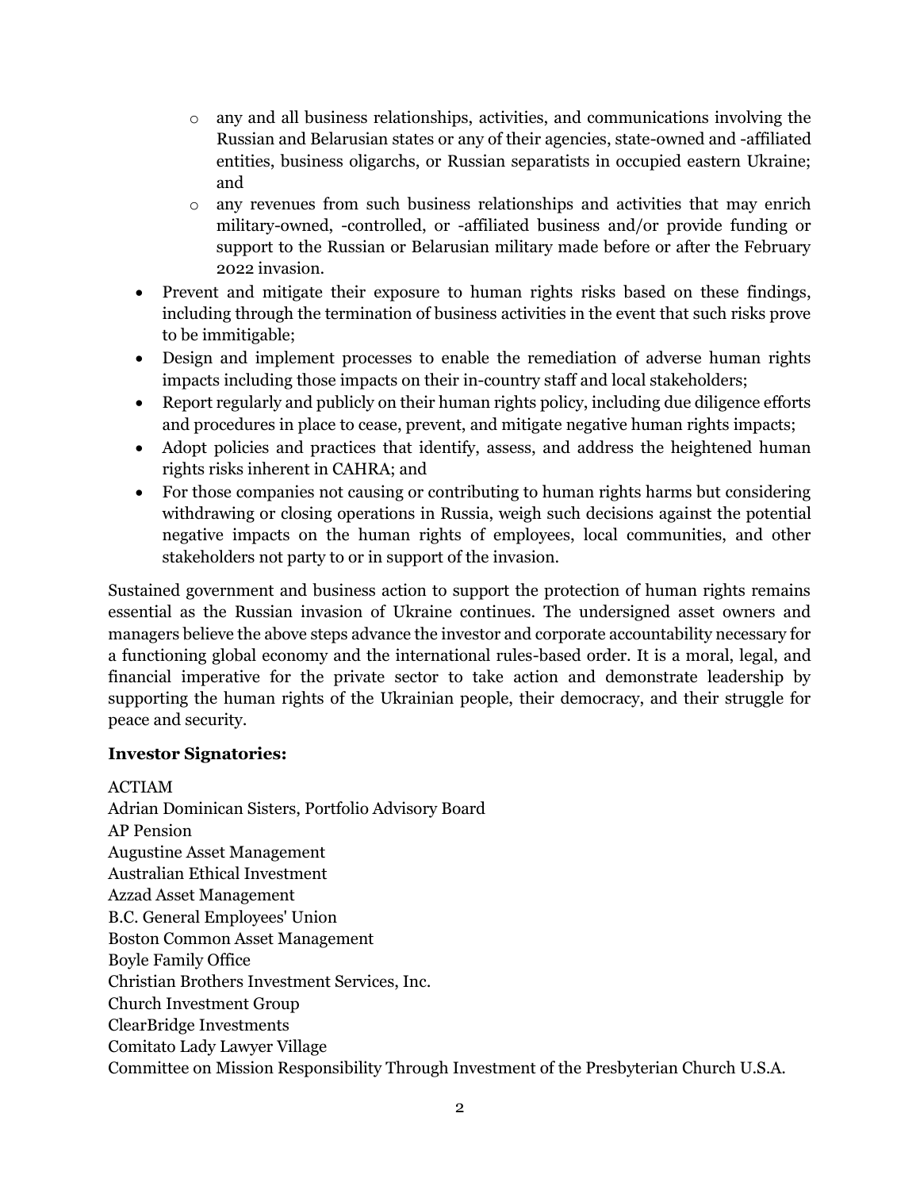- any and all business relationships, activities, and communications involving the Russian and Belarusian states or any of their agencies, state-owned and -affiliated entities, business oligarchs, or Russian separatists in occupied eastern Ukraine; and
  - any revenues from such business relationships and activities that may enrich military-owned, -controlled, or -affiliated business and/or provide funding or support to the Russian or Belarusian military made before or after the February 2022 invasion.
- Prevent and mitigate their exposure to human rights risks based on these findings, including through the termination of business activities in the event that such risks prove to be immitigable;
- Design and implement processes to enable the remediation of adverse human rights impacts including those impacts on their in-country staff and local stakeholders;
- Report regularly and publicly on their human rights policy, including due diligence efforts and procedures in place to cease, prevent, and mitigate negative human rights impacts;
- Adopt policies and practices that identify, assess, and address the heightened human rights risks inherent in CAHRA; and
- For those companies not causing or contributing to human rights harms but considering withdrawing or closing operations in Russia, weigh such decisions against the potential negative impacts on the human rights of employees, local communities, and other stakeholders not party to or in support of the invasion.

Sustained government and business action to support the protection of human rights remains essential as the Russian invasion of Ukraine continues. The undersigned asset owners and managers believe the above steps advance the investor and corporate accountability necessary for a functioning global economy and the international rules-based order. It is a moral, legal, and financial imperative for the private sector to take action and demonstrate leadership by supporting the human rights of the Ukrainian people, their democracy, and their struggle for peace and security.

**Investor Signatories:**

ACTIAM
Adrian Dominican Sisters, Portfolio Advisory Board
AP Pension
Augustine Asset Management
Australian Ethical Investment
Azzad Asset Management
B.C. General Employees' Union
Boston Common Asset Management
Boyle Family Office
Christian Brothers Investment Services, Inc.
Church Investment Group
ClearBridge Investments
Comitato Lady Lawyer Village
Committee on Mission Responsibility Through Investment of the Presbyterian Church U.S.A.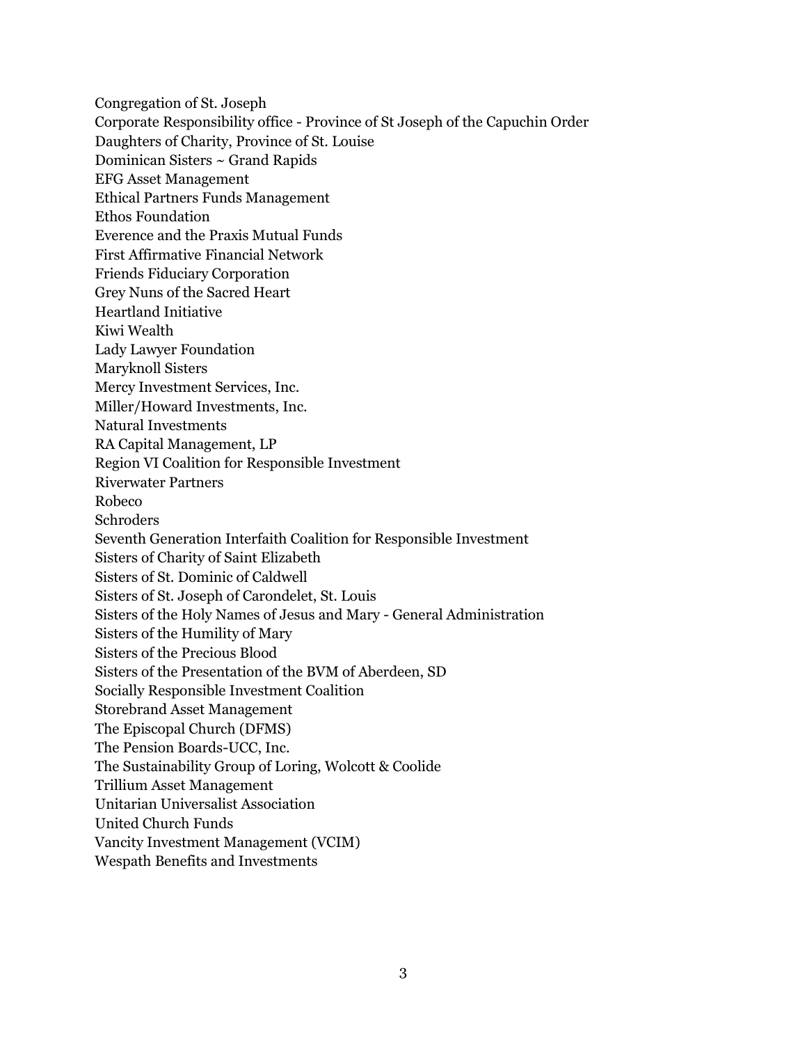Congregation of St. Joseph
Corporate Responsibility office - Province of St Joseph of the Capuchin Order
Daughters of Charity, Province of St. Louise
Dominican Sisters ~ Grand Rapids
EFG Asset Management
Ethical Partners Funds Management
Ethos Foundation
Everence and the Praxis Mutual Funds
First Affirmative Financial Network
Friends Fiduciary Corporation
Grey Nuns of the Sacred Heart
Heartland Initiative
Kiwi Wealth
Lady Lawyer Foundation
Maryknoll Sisters
Mercy Investment Services, Inc.
Miller/Howard Investments, Inc.
Natural Investments
RA Capital Management, LP
Region VI Coalition for Responsible Investment
Riverwater Partners
Robeco
Schroders
Seventh Generation Interfaith Coalition for Responsible Investment
Sisters of Charity of Saint Elizabeth
Sisters of St. Dominic of Caldwell
Sisters of St. Joseph of Carondelet, St. Louis
Sisters of the Holy Names of Jesus and Mary - General Administration
Sisters of the Humility of Mary
Sisters of the Precious Blood
Sisters of the Presentation of the BVM of Aberdeen, SD
Socially Responsible Investment Coalition
Storebrand Asset Management
The Episcopal Church (DFMS)
The Pension Boards-UCC, Inc.
The Sustainability Group of Loring, Wolcott & Coolide
Trillium Asset Management
Unitarian Universalist Association
United Church Funds
Vancity Investment Management (VCIM)
Wespath Benefits and Investments